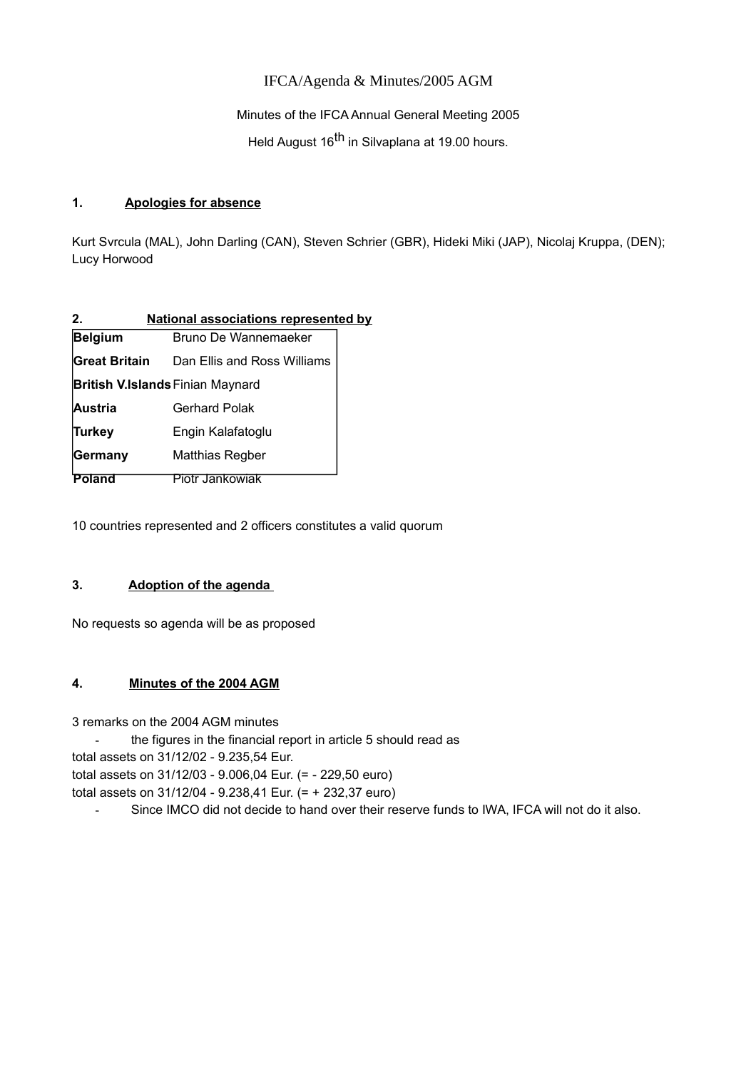IFCA/Agenda & Minutes/2005 AGM

Minutes of the IFCA Annual General Meeting 2005

Held August 16th in Silvaplana at 19.00 hours.

## 1. Apologies for absence

Kurt Svrcula (MAL), John Darling (CAN), Steven Schrier (GBR), Hideki Miki (JAP), Nicolaj Kruppa, (DEN); Lucy Horwood

## 2. National associations represented by

| | |
|---|---|
| **Belgium** | Bruno De Wannemaeker |
| **Great Britain** | Dan Ellis and Ross Williams |
| **British V.Islands** | Finian Maynard |
| **Austria** | Gerhard Polak |
| **Turkey** | Engin Kalafatoglu |
| **Germany** | Matthias Regber |
| **Poland** | Piotr Jankowiak |

10 countries represented and 2 officers constitutes a valid quorum

## 3. Adoption of the agenda

No requests so agenda will be as proposed

## 4. Minutes of the 2004 AGM

3 remarks on the 2004 AGM minutes

- the figures in the financial report in article 5 should read as

total assets on 31/12/02 - 9.235,54 Eur.
total assets on 31/12/03 - 9.006,04 Eur. (= - 229,50 euro)
total assets on 31/12/04 - 9.238,41 Eur. (= + 232,37 euro)

- Since IMCO did not decide to hand over their reserve funds to IWA, IFCA will not do it also.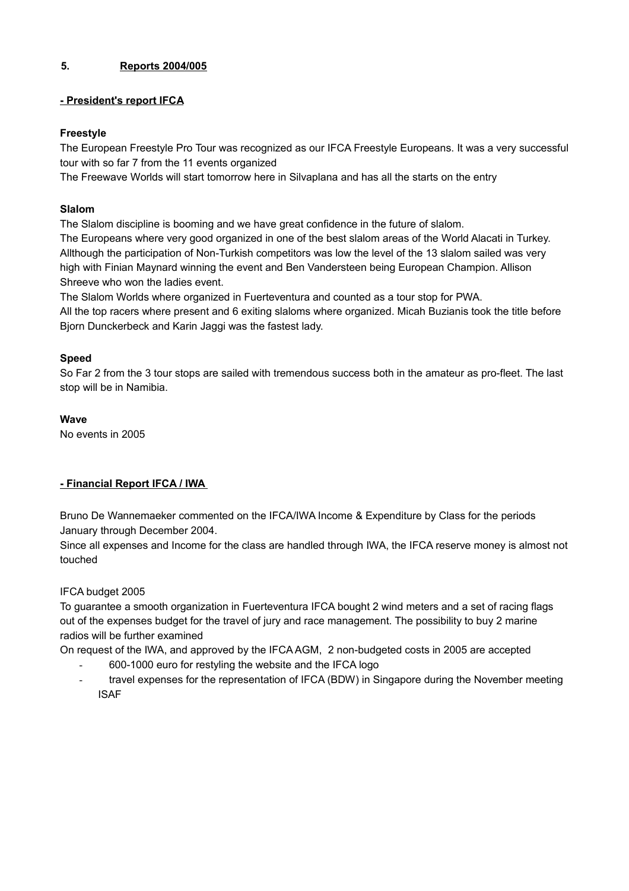## 5. Reports 2004/005

### - President's report IFCA

**Freestyle**

The European Freestyle Pro Tour was recognized as our IFCA Freestyle Europeans. It was a very successful tour with so far 7 from the 11 events organized

The Freewave Worlds will start tomorrow here in Silvaplana and has all the starts on the entry

**Slalom**

The Slalom discipline is booming and we have great confidence in the future of slalom.

The Europeans where very good organized in one of the best slalom areas of the World Alacati in Turkey. Allthough the participation of Non-Turkish competitors was low the level of the 13 slalom sailed was very high with Finian Maynard winning the event and Ben Vandersteen being European Champion. Allison Shreeve who won the ladies event.

The Slalom Worlds where organized in Fuerteventura and counted as a tour stop for PWA.

All the top racers where present and 6 exiting slaloms where organized. Micah Buzianis took the title before Bjorn Dunckerbeck and Karin Jaggi was the fastest lady.

**Speed**

So Far 2 from the 3 tour stops are sailed with tremendous success both in the amateur as pro-fleet. The last stop will be in Namibia.

**Wave**

No events in 2005

### - Financial Report IFCA / IWA

Bruno De Wannemaeker commented on the IFCA/IWA Income & Expenditure by Class for the periods January through December 2004.

Since all expenses and Income for the class are handled through IWA, the IFCA reserve money is almost not touched

IFCA budget 2005

To guarantee a smooth organization in Fuerteventura IFCA bought 2 wind meters and a set of racing flags out of the expenses budget for the travel of jury and race management. The possibility to buy 2 marine radios will be further examined

On request of the IWA, and approved by the IFCA AGM, 2 non-budgeted costs in 2005 are accepted

- 600-1000 euro for restyling the website and the IFCA logo
- travel expenses for the representation of IFCA (BDW) in Singapore during the November meeting ISAF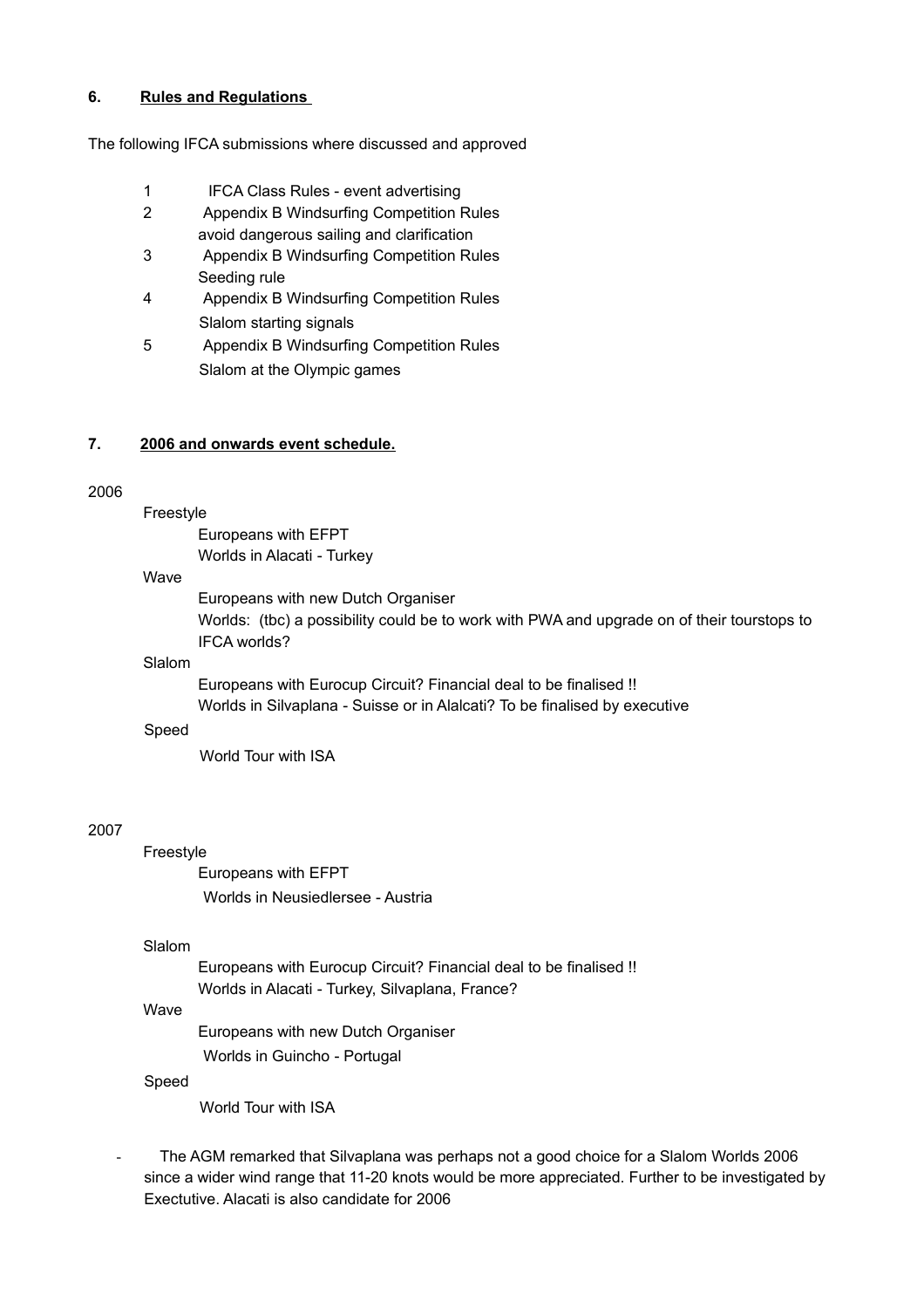## 6. **Rules and Regulations**

The following IFCA submissions where discussed and approved

1. IFCA Class Rules - event advertising
2. Appendix B Windsurfing Competition Rules
   avoid dangerous sailing and clarification
3. Appendix B Windsurfing Competition Rules
   Seeding rule
4. Appendix B Windsurfing Competition Rules
   Slalom starting signals
5. Appendix B Windsurfing Competition Rules
   Slalom at the Olympic games

## 7. **2006 and onwards event schedule.**

2006

- Freestyle
  - Europeans with EFPT
  - Worlds in Alacati - Turkey
- Wave
  - Europeans with new Dutch Organiser
  - Worlds: (tbc) a possibility could be to work with PWA and upgrade on of their tourstops to IFCA worlds?
- Slalom
  - Europeans with Eurocup Circuit? Financial deal to be finalised !!
  - Worlds in Silvaplana - Suisse or in Alalcati? To be finalised by executive
- Speed
  - World Tour with ISA

2007

- Freestyle
  - Europeans with EFPT
  - Worlds in Neusiedlersee - Austria
- Slalom
  - Europeans with Eurocup Circuit? Financial deal to be finalised !!
  - Worlds in Alacati - Turkey, Silvaplana, France?
- Wave
  - Europeans with new Dutch Organiser
  - Worlds in Guincho - Portugal
- Speed
  - World Tour with ISA

- The AGM remarked that Silvaplana was perhaps not a good choice for a Slalom Worlds 2006 since a wider wind range that 11-20 knots would be more appreciated. Further to be investigated by Exectutive. Alacati is also candidate for 2006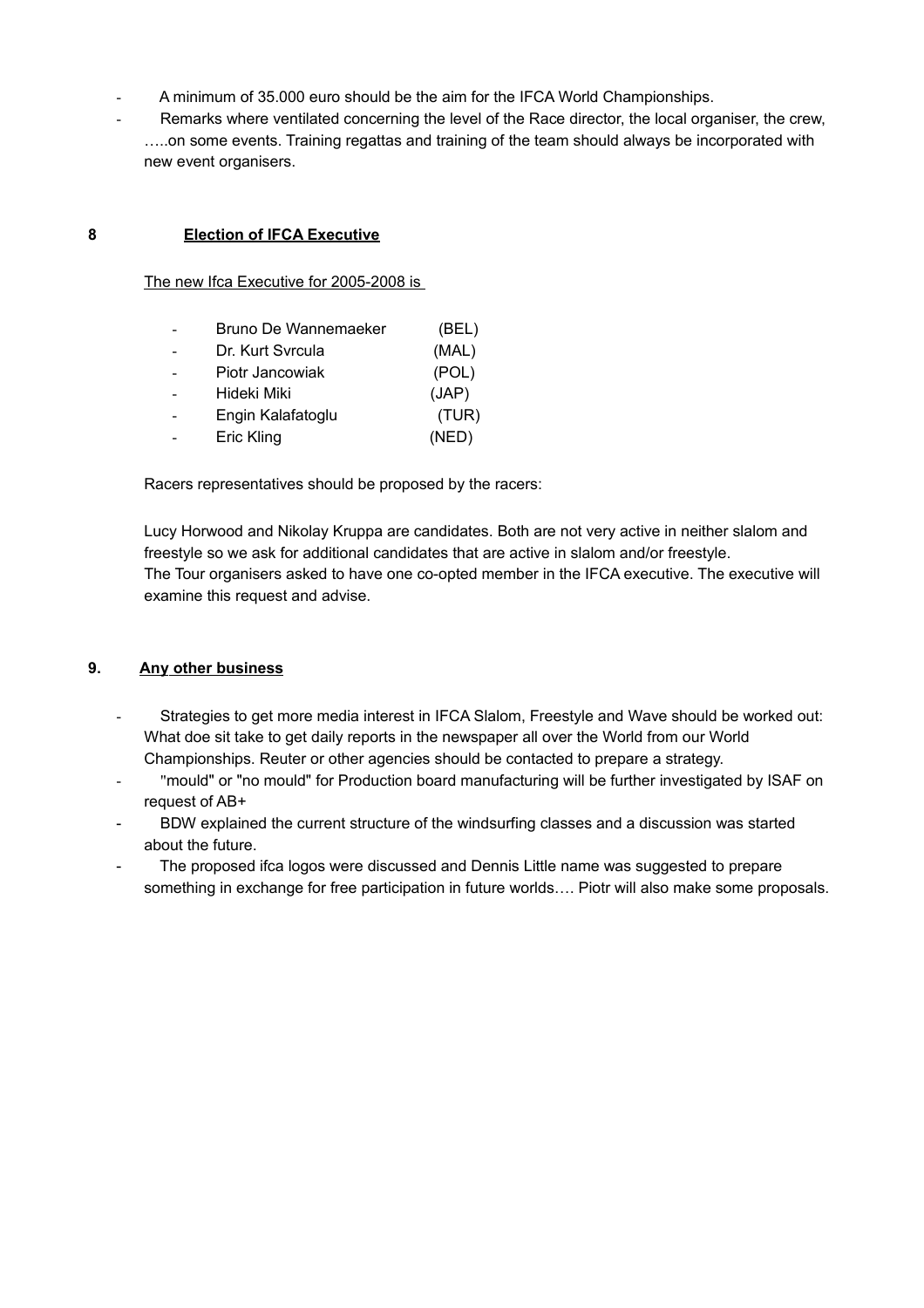- A minimum of 35.000 euro should be the aim for the IFCA World Championships.
- Remarks where ventilated concerning the level of the Race director, the local organiser, the crew, …..on some events. Training regattas and training of the team should always be incorporated with new event organisers.

## 8 Election of IFCA Executive

The new Ifca Executive for 2005-2008 is

- Bruno De Wannemaeker (BEL)
- Dr. Kurt Svrcula (MAL)
- Piotr Jancowiak (POL)
- Hideki Miki (JAP)
- Engin Kalafatoglu (TUR)
- Eric Kling (NED)

Racers representatives should be proposed by the racers:

Lucy Horwood and Nikolay Kruppa are candidates. Both are not very active in neither slalom and freestyle so we ask for additional candidates that are active in slalom and/or freestyle.
The Tour organisers asked to have one co-opted member in the IFCA executive. The executive will examine this request and advise.

## 9. Any other business

- Strategies to get more media interest in IFCA Slalom, Freestyle and Wave should be worked out: What doe sit take to get daily reports in the newspaper all over the World from our World Championships. Reuter or other agencies should be contacted to prepare a strategy.
- "mould" or "no mould" for Production board manufacturing will be further investigated by ISAF on request of AB+
- BDW explained the current structure of the windsurfing classes and a discussion was started about the future.
- The proposed ifca logos were discussed and Dennis Little name was suggested to prepare something in exchange for free participation in future worlds…. Piotr will also make some proposals.